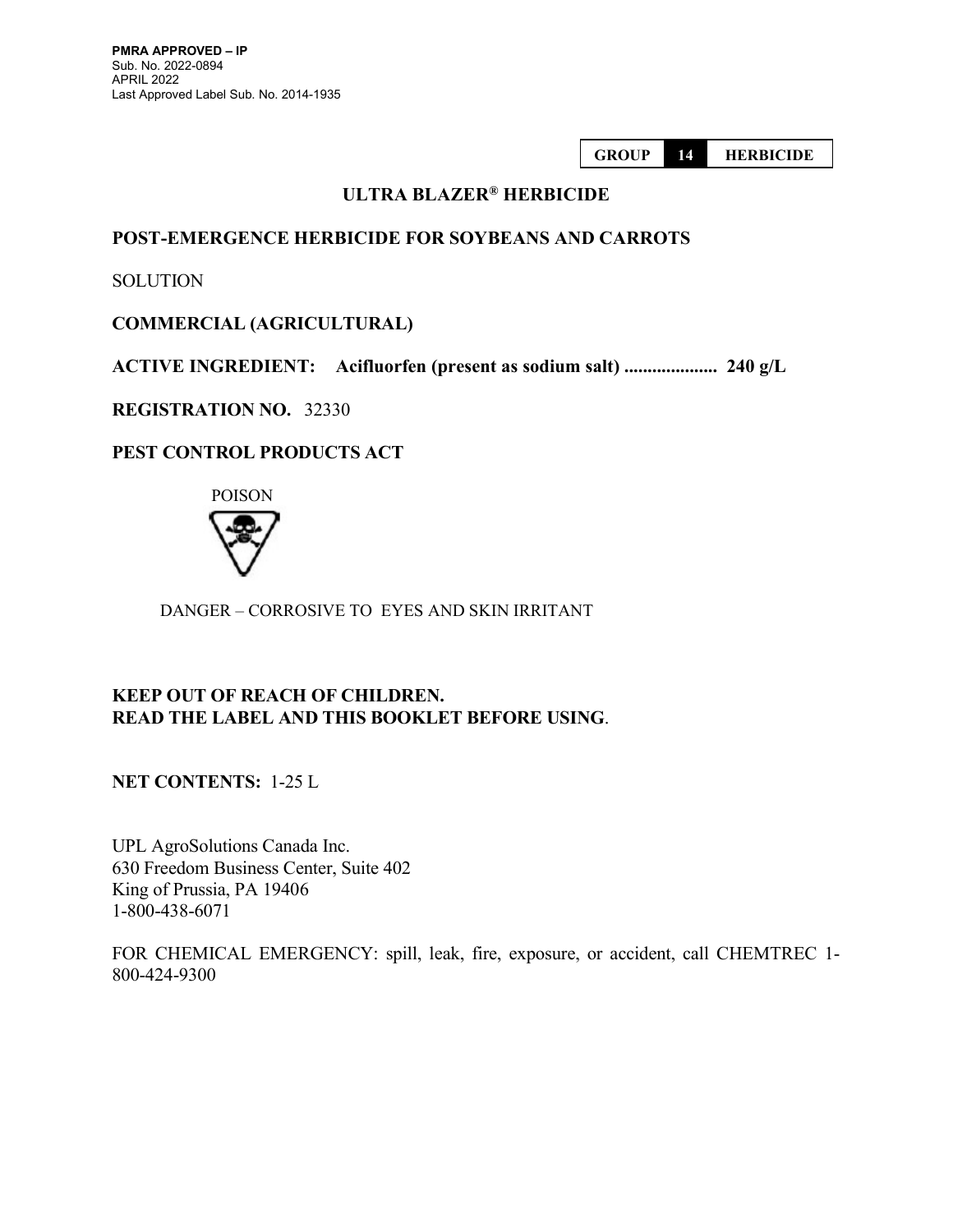**PMRA APPROVED – IP**
Sub. No. 2022-0894
APRIL 2022
Last Approved Label Sub. No. 2014-1935

| GROUP | 14 | HERBICIDE |
|---|---|---|

# ULTRA BLAZER® HERBICIDE

## POST-EMERGENCE HERBICIDE FOR SOYBEANS AND CARROTS

SOLUTION

**COMMERCIAL (AGRICULTURAL)**

**ACTIVE INGREDIENT: Acifluorfen (present as sodium salt) .................... 240 g/L**

**REGISTRATION NO.** 32330

**PEST CONTROL PRODUCTS ACT**

POISON

DANGER – CORROSIVE TO EYES AND SKIN IRRITANT

**KEEP OUT OF REACH OF CHILDREN.**
**READ THE LABEL AND THIS BOOKLET BEFORE USING**.

**NET CONTENTS:** 1-25 L

UPL AgroSolutions Canada Inc.
630 Freedom Business Center, Suite 402
King of Prussia, PA 19406
1-800-438-6071

FOR CHEMICAL EMERGENCY: spill, leak, fire, exposure, or accident, call CHEMTREC 1-800-424-9300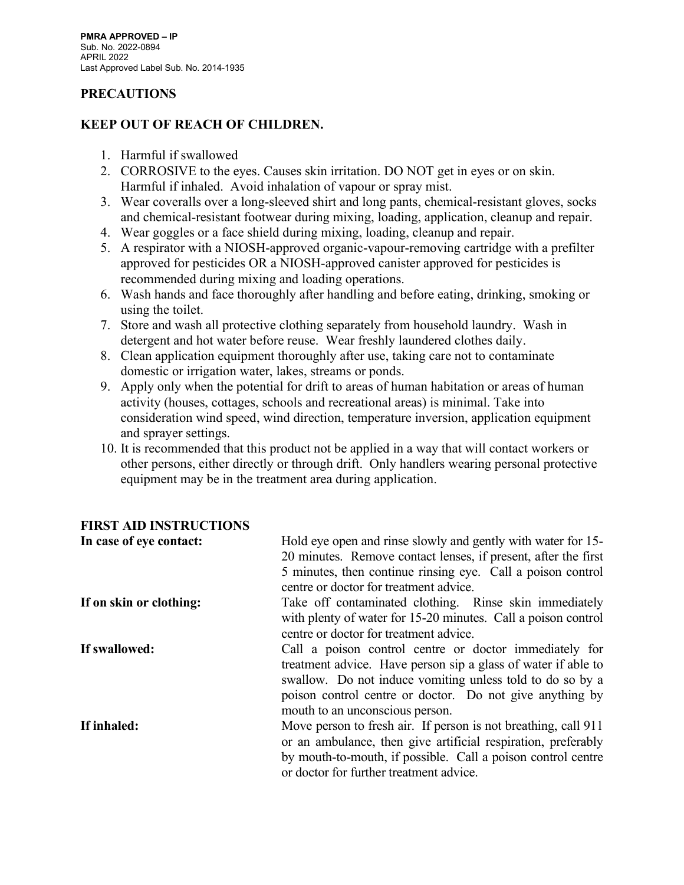**PMRA APPROVED – IP**
Sub. No. 2022-0894
APRIL 2022
Last Approved Label Sub. No. 2014-1935

## PRECAUTIONS

## KEEP OUT OF REACH OF CHILDREN.

1. Harmful if swallowed
2. CORROSIVE to the eyes. Causes skin irritation. DO NOT get in eyes or on skin. Harmful if inhaled. Avoid inhalation of vapour or spray mist.
3. Wear coveralls over a long-sleeved shirt and long pants, chemical-resistant gloves, socks and chemical-resistant footwear during mixing, loading, application, cleanup and repair.
4. Wear goggles or a face shield during mixing, loading, cleanup and repair.
5. A respirator with a NIOSH-approved organic-vapour-removing cartridge with a prefilter approved for pesticides OR a NIOSH-approved canister approved for pesticides is recommended during mixing and loading operations.
6. Wash hands and face thoroughly after handling and before eating, drinking, smoking or using the toilet.
7. Store and wash all protective clothing separately from household laundry. Wash in detergent and hot water before reuse. Wear freshly laundered clothes daily.
8. Clean application equipment thoroughly after use, taking care not to contaminate domestic or irrigation water, lakes, streams or ponds.
9. Apply only when the potential for drift to areas of human habitation or areas of human activity (houses, cottages, schools and recreational areas) is minimal. Take into consideration wind speed, wind direction, temperature inversion, application equipment and sprayer settings.
10. It is recommended that this product not be applied in a way that will contact workers or other persons, either directly or through drift. Only handlers wearing personal protective equipment may be in the treatment area during application.

## FIRST AID INSTRUCTIONS

**In case of eye contact:** Hold eye open and rinse slowly and gently with water for 15-20 minutes. Remove contact lenses, if present, after the first 5 minutes, then continue rinsing eye. Call a poison control centre or doctor for treatment advice.

**If on skin or clothing:** Take off contaminated clothing. Rinse skin immediately with plenty of water for 15-20 minutes. Call a poison control centre or doctor for treatment advice.

**If swallowed:** Call a poison control centre or doctor immediately for treatment advice. Have person sip a glass of water if able to swallow. Do not induce vomiting unless told to do so by a poison control centre or doctor. Do not give anything by mouth to an unconscious person.

**If inhaled:** Move person to fresh air. If person is not breathing, call 911 or an ambulance, then give artificial respiration, preferably by mouth-to-mouth, if possible. Call a poison control centre or doctor for further treatment advice.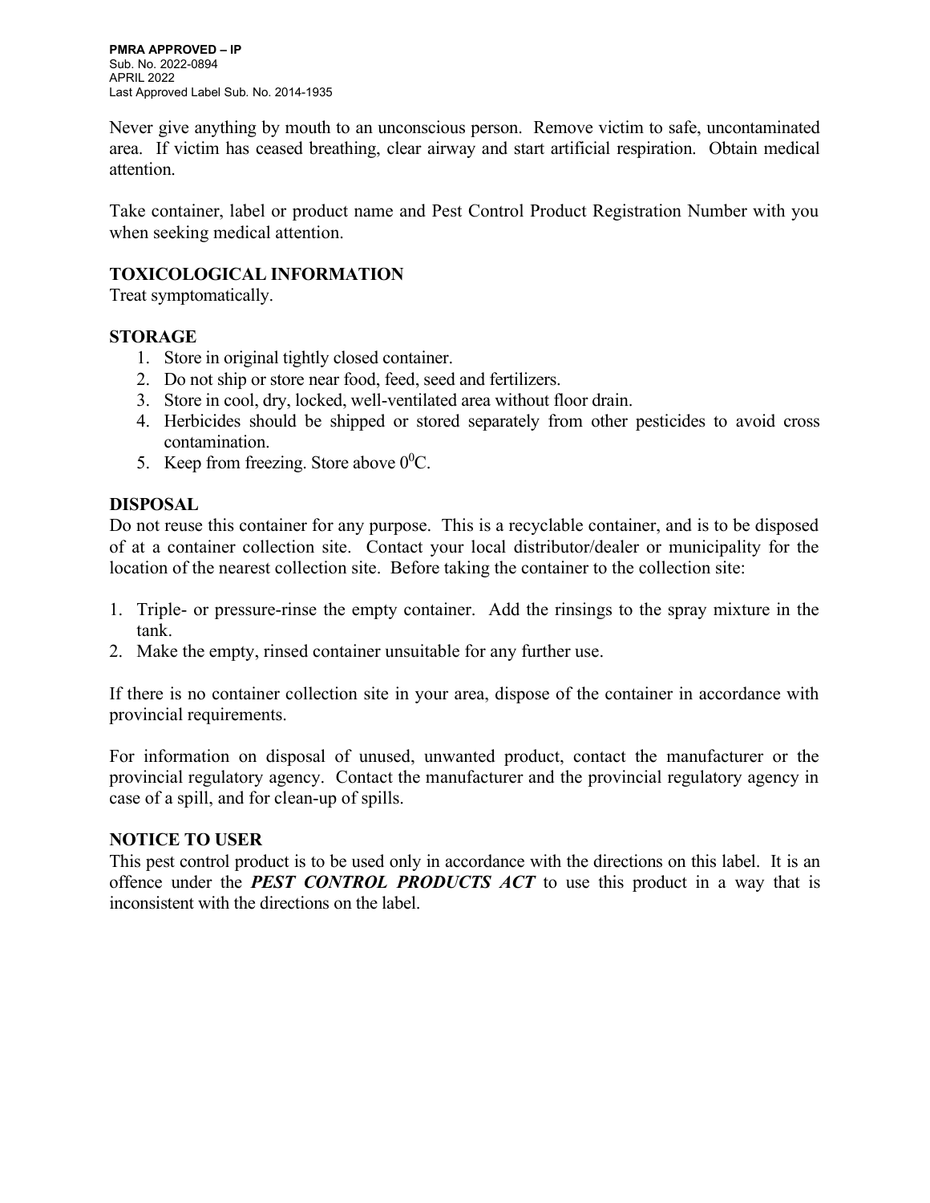Never give anything by mouth to an unconscious person. Remove victim to safe, uncontaminated area. If victim has ceased breathing, clear airway and start artificial respiration. Obtain medical attention.

Take container, label or product name and Pest Control Product Registration Number with you when seeking medical attention.

**TOXICOLOGICAL INFORMATION**
Treat symptomatically.

**STORAGE**

1. Store in original tightly closed container.
2. Do not ship or store near food, feed, seed and fertilizers.
3. Store in cool, dry, locked, well-ventilated area without floor drain.
4. Herbicides should be shipped or stored separately from other pesticides to avoid cross contamination.
5. Keep from freezing. Store above $0^0$C.

**DISPOSAL**
Do not reuse this container for any purpose. This is a recyclable container, and is to be disposed of at a container collection site. Contact your local distributor/dealer or municipality for the location of the nearest collection site. Before taking the container to the collection site:

1. Triple- or pressure-rinse the empty container. Add the rinsings to the spray mixture in the tank.
2. Make the empty, rinsed container unsuitable for any further use.

If there is no container collection site in your area, dispose of the container in accordance with provincial requirements.

For information on disposal of unused, unwanted product, contact the manufacturer or the provincial regulatory agency. Contact the manufacturer and the provincial regulatory agency in case of a spill, and for clean-up of spills.

**NOTICE TO USER**
This pest control product is to be used only in accordance with the directions on this label. It is an offence under the ***PEST CONTROL PRODUCTS ACT*** to use this product in a way that is inconsistent with the directions on the label.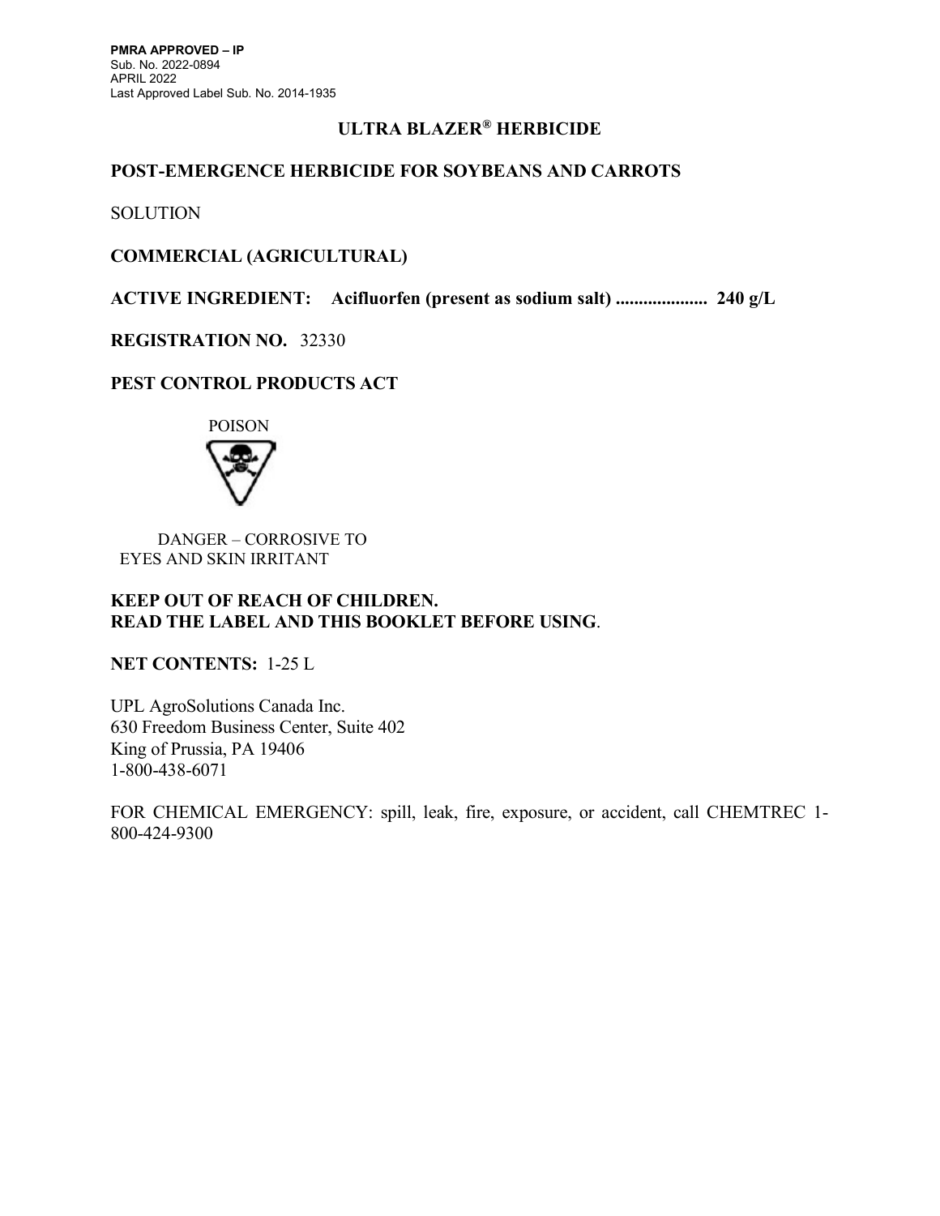**PMRA APPROVED – IP**
Sub. No. 2022-0894
APRIL 2022
Last Approved Label Sub. No. 2014-1935

# ULTRA BLAZER® HERBICIDE

## POST-EMERGENCE HERBICIDE FOR SOYBEANS AND CARROTS

SOLUTION

**COMMERCIAL (AGRICULTURAL)**

**ACTIVE INGREDIENT: Acifluorfen (present as sodium salt) .................... 240 g/L**

**REGISTRATION NO.** 32330

**PEST CONTROL PRODUCTS ACT**

POISON

DANGER – CORROSIVE TO EYES AND SKIN IRRITANT

**KEEP OUT OF REACH OF CHILDREN.**
**READ THE LABEL AND THIS BOOKLET BEFORE USING.**

**NET CONTENTS:** 1-25 L

UPL AgroSolutions Canada Inc.
630 Freedom Business Center, Suite 402
King of Prussia, PA 19406
1-800-438-6071

FOR CHEMICAL EMERGENCY: spill, leak, fire, exposure, or accident, call CHEMTREC 1-800-424-9300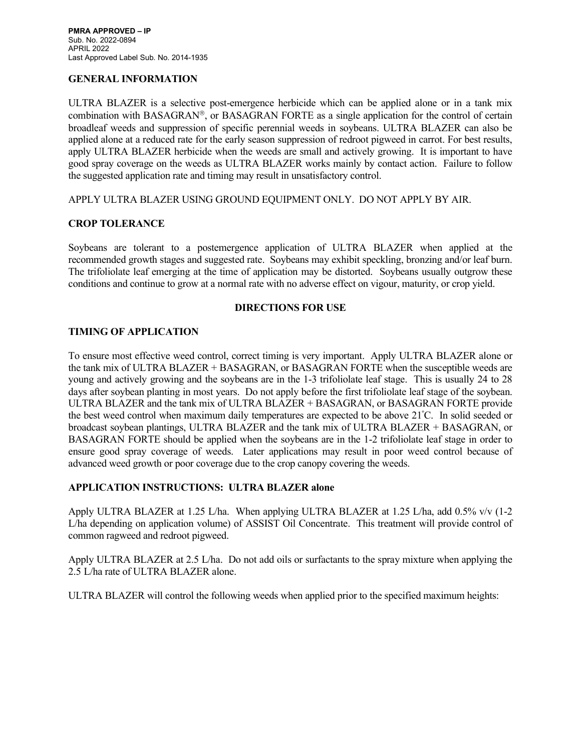PMRA APPROVED – IP
Sub. No. 2022-0894
APRIL 2022
Last Approved Label Sub. No. 2014-1935

## GENERAL INFORMATION

ULTRA BLAZER is a selective post-emergence herbicide which can be applied alone or in a tank mix combination with BASAGRAN®, or BASAGRAN FORTE as a single application for the control of certain broadleaf weeds and suppression of specific perennial weeds in soybeans. ULTRA BLAZER can also be applied alone at a reduced rate for the early season suppression of redroot pigweed in carrot. For best results, apply ULTRA BLAZER herbicide when the weeds are small and actively growing. It is important to have good spray coverage on the weeds as ULTRA BLAZER works mainly by contact action. Failure to follow the suggested application rate and timing may result in unsatisfactory control.

APPLY ULTRA BLAZER USING GROUND EQUIPMENT ONLY. DO NOT APPLY BY AIR.

## CROP TOLERANCE

Soybeans are tolerant to a postemergence application of ULTRA BLAZER when applied at the recommended growth stages and suggested rate. Soybeans may exhibit speckling, bronzing and/or leaf burn. The trifoliolate leaf emerging at the time of application may be distorted. Soybeans usually outgrow these conditions and continue to grow at a normal rate with no adverse effect on vigour, maturity, or crop yield.

## DIRECTIONS FOR USE

## TIMING OF APPLICATION

To ensure most effective weed control, correct timing is very important. Apply ULTRA BLAZER alone or the tank mix of ULTRA BLAZER + BASAGRAN, or BASAGRAN FORTE when the susceptible weeds are young and actively growing and the soybeans are in the 1-3 trifoliolate leaf stage. This is usually 24 to 28 days after soybean planting in most years. Do not apply before the first trifoliolate leaf stage of the soybean. ULTRA BLAZER and the tank mix of ULTRA BLAZER + BASAGRAN, or BASAGRAN FORTE provide the best weed control when maximum daily temperatures are expected to be above 21˚C. In solid seeded or broadcast soybean plantings, ULTRA BLAZER and the tank mix of ULTRA BLAZER + BASAGRAN, or BASAGRAN FORTE should be applied when the soybeans are in the 1-2 trifoliolate leaf stage in order to ensure good spray coverage of weeds. Later applications may result in poor weed control because of advanced weed growth or poor coverage due to the crop canopy covering the weeds.

## APPLICATION INSTRUCTIONS: ULTRA BLAZER alone

Apply ULTRA BLAZER at 1.25 L/ha. When applying ULTRA BLAZER at 1.25 L/ha, add 0.5% v/v (1-2 L/ha depending on application volume) of ASSIST Oil Concentrate. This treatment will provide control of common ragweed and redroot pigweed.

Apply ULTRA BLAZER at 2.5 L/ha. Do not add oils or surfactants to the spray mixture when applying the 2.5 L/ha rate of ULTRA BLAZER alone.

ULTRA BLAZER will control the following weeds when applied prior to the specified maximum heights: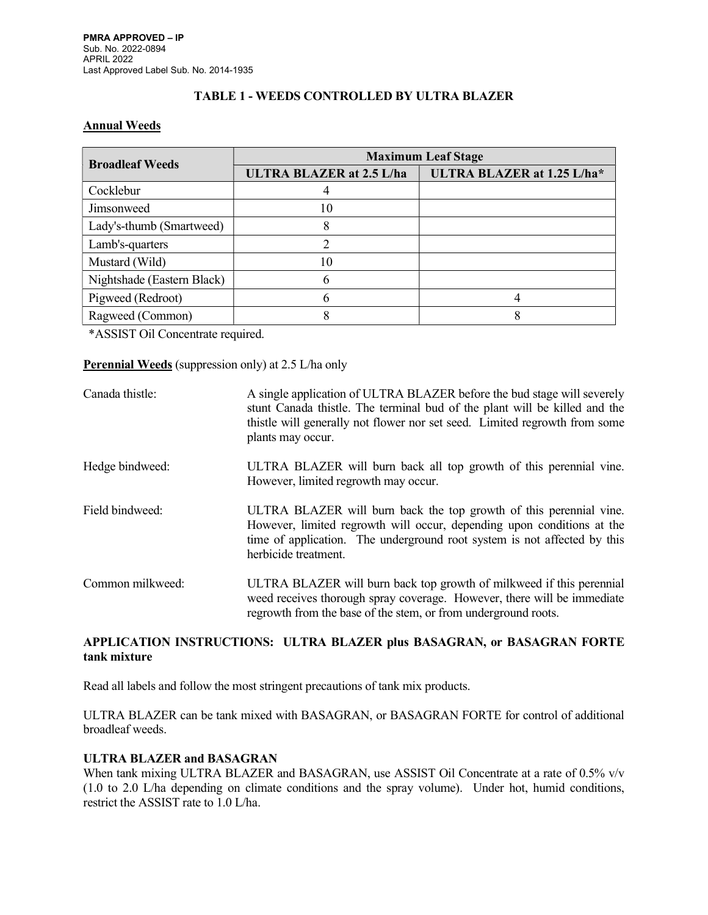PMRA APPROVED – IP
Sub. No. 2022-0894
APRIL 2022
Last Approved Label Sub. No. 2014-1935

## TABLE 1 - WEEDS CONTROLLED BY ULTRA BLAZER

### Annual Weeds

| Broadleaf Weeds | Maximum Leaf Stage | |
|---|---|---|
| | ULTRA BLAZER at 2.5 L/ha | ULTRA BLAZER at 1.25 L/ha* |
| Cocklebur | 4 | |
| Jimsonweed | 10 | |
| Lady's-thumb (Smartweed) | 8 | |
| Lamb's-quarters | 2 | |
| Mustard (Wild) | 10 | |
| Nightshade (Eastern Black) | 6 | |
| Pigweed (Redroot) | 6 | 4 |
| Ragweed (Common) | 8 | 8 |

*ASSIST Oil Concentrate required.

**Perennial Weeds** (suppression only) at 2.5 L/ha only

Canada thistle: A single application of ULTRA BLAZER before the bud stage will severely stunt Canada thistle. The terminal bud of the plant will be killed and the thistle will generally not flower nor set seed. Limited regrowth from some plants may occur.

Hedge bindweed: ULTRA BLAZER will burn back all top growth of this perennial vine. However, limited regrowth may occur.

Field bindweed: ULTRA BLAZER will burn back the top growth of this perennial vine. However, limited regrowth will occur, depending upon conditions at the time of application. The underground root system is not affected by this herbicide treatment.

Common milkweed: ULTRA BLAZER will burn back top growth of milkweed if this perennial weed receives thorough spray coverage. However, there will be immediate regrowth from the base of the stem, or from underground roots.

### APPLICATION INSTRUCTIONS: ULTRA BLAZER plus BASAGRAN, or BASAGRAN FORTE tank mixture

Read all labels and follow the most stringent precautions of tank mix products.

ULTRA BLAZER can be tank mixed with BASAGRAN, or BASAGRAN FORTE for control of additional broadleaf weeds.

**ULTRA BLAZER and BASAGRAN**

When tank mixing ULTRA BLAZER and BASAGRAN, use ASSIST Oil Concentrate at a rate of 0.5% v/v (1.0 to 2.0 L/ha depending on climate conditions and the spray volume). Under hot, humid conditions, restrict the ASSIST rate to 1.0 L/ha.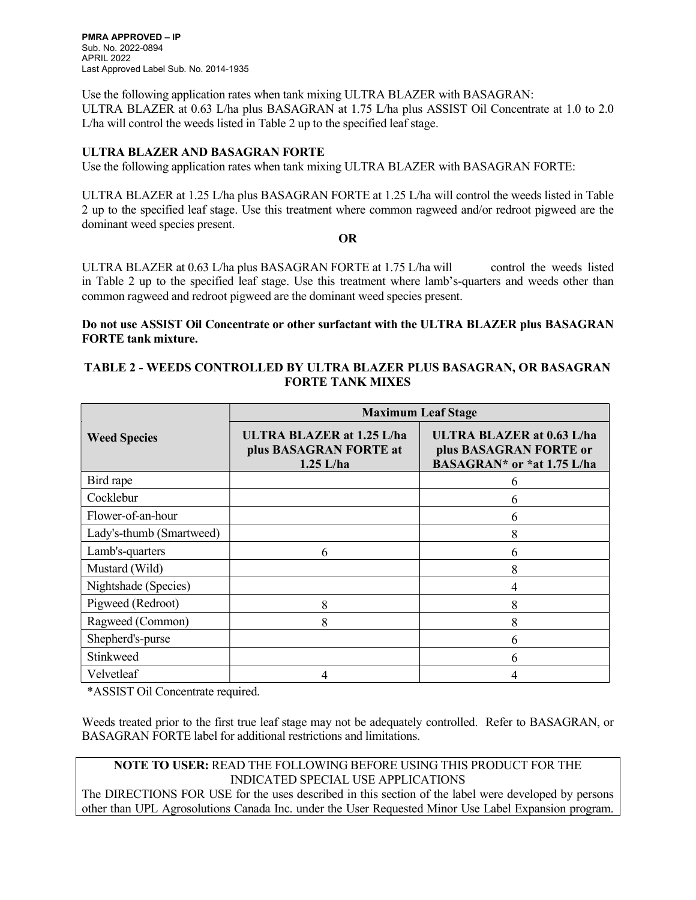Use the following application rates when tank mixing ULTRA BLAZER with BASAGRAN:
ULTRA BLAZER at 0.63 L/ha plus BASAGRAN at 1.75 L/ha plus ASSIST Oil Concentrate at 1.0 to 2.0 L/ha will control the weeds listed in Table 2 up to the specified leaf stage.

**ULTRA BLAZER AND BASAGRAN FORTE**

Use the following application rates when tank mixing ULTRA BLAZER with BASAGRAN FORTE:

ULTRA BLAZER at 1.25 L/ha plus BASAGRAN FORTE at 1.25 L/ha will control the weeds listed in Table 2 up to the specified leaf stage. Use this treatment where common ragweed and/or redroot pigweed are the dominant weed species present.

**OR**

ULTRA BLAZER at 0.63 L/ha plus BASAGRAN FORTE at 1.75 L/ha will control the weeds listed in Table 2 up to the specified leaf stage. Use this treatment where lamb's-quarters and weeds other than common ragweed and redroot pigweed are the dominant weed species present.

**Do not use ASSIST Oil Concentrate or other surfactant with the ULTRA BLAZER plus BASAGRAN FORTE tank mixture.**

**TABLE 2 - WEEDS CONTROLLED BY ULTRA BLAZER PLUS BASAGRAN, OR BASAGRAN FORTE TANK MIXES**

| Weed Species | Maximum Leaf Stage | |
|---|---|---|
| | **ULTRA BLAZER at 1.25 L/ha plus BASAGRAN FORTE at 1.25 L/ha** | **ULTRA BLAZER at 0.63 L/ha plus BASAGRAN FORTE or BASAGRAN* or *at 1.75 L/ha** |
| Bird rape | | 6 |
| Cocklebur | | 6 |
| Flower-of-an-hour | | 6 |
| Lady's-thumb (Smartweed) | | 8 |
| Lamb's-quarters | 6 | 6 |
| Mustard (Wild) | | 8 |
| Nightshade (Species) | | 4 |
| Pigweed (Redroot) | 8 | 8 |
| Ragweed (Common) | 8 | 8 |
| Shepherd's-purse | | 6 |
| Stinkweed | | 6 |
| Velvetleaf | 4 | 4 |

*ASSIST Oil Concentrate required.

Weeds treated prior to the first true leaf stage may not be adequately controlled. Refer to BASAGRAN, or BASAGRAN FORTE label for additional restrictions and limitations.

**NOTE TO USER:** READ THE FOLLOWING BEFORE USING THIS PRODUCT FOR THE INDICATED SPECIAL USE APPLICATIONS

The DIRECTIONS FOR USE for the uses described in this section of the label were developed by persons other than UPL Agrosolutions Canada Inc. under the User Requested Minor Use Label Expansion program.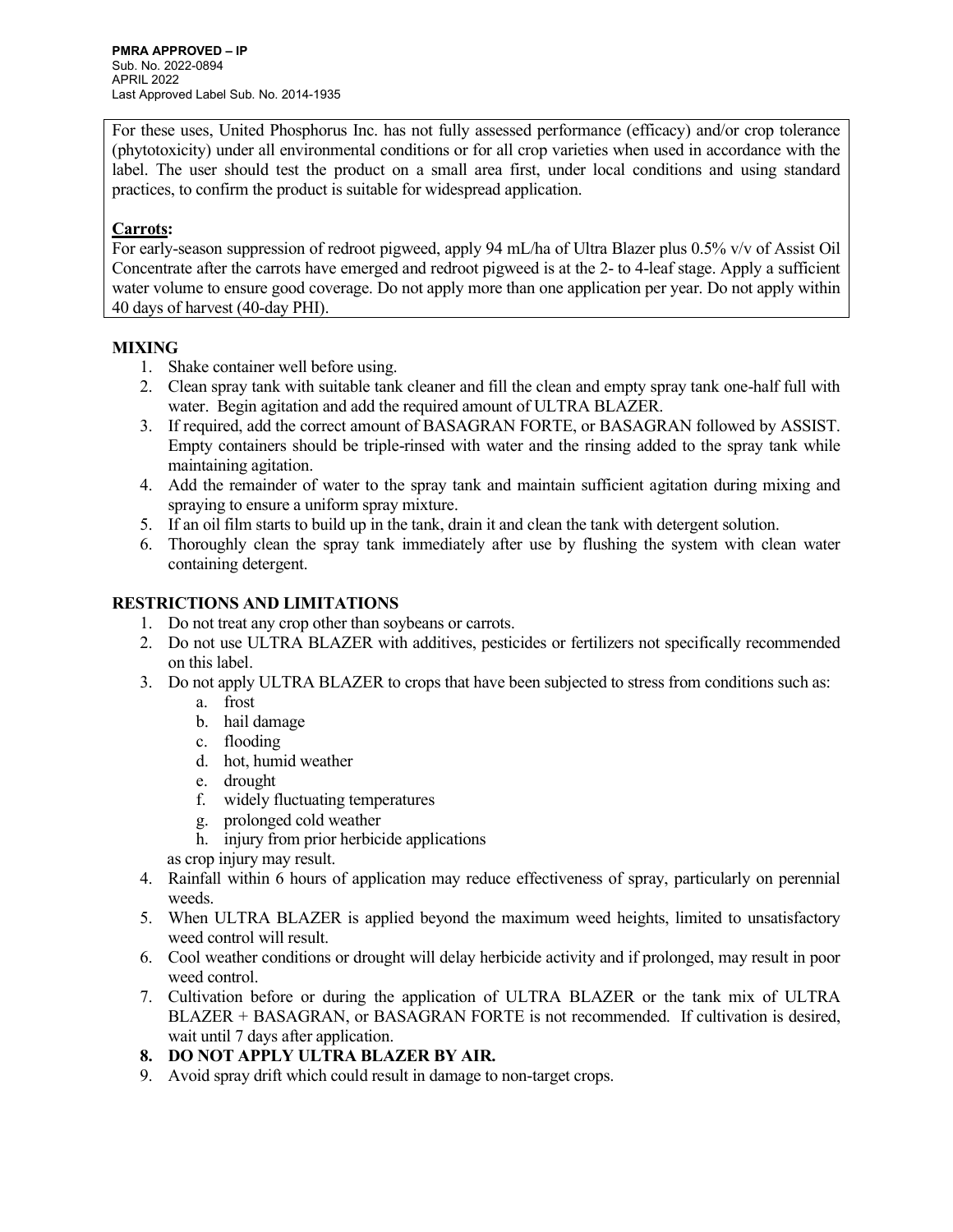For these uses, United Phosphorus Inc. has not fully assessed performance (efficacy) and/or crop tolerance (phytotoxicity) under all environmental conditions or for all crop varieties when used in accordance with the label. The user should test the product on a small area first, under local conditions and using standard practices, to confirm the product is suitable for widespread application.

**Carrots:**

For early-season suppression of redroot pigweed, apply 94 mL/ha of Ultra Blazer plus 0.5% v/v of Assist Oil Concentrate after the carrots have emerged and redroot pigweed is at the 2- to 4-leaf stage. Apply a sufficient water volume to ensure good coverage. Do not apply more than one application per year. Do not apply within 40 days of harvest (40-day PHI).

**MIXING**

1. Shake container well before using.
2. Clean spray tank with suitable tank cleaner and fill the clean and empty spray tank one-half full with water. Begin agitation and add the required amount of ULTRA BLAZER.
3. If required, add the correct amount of BASAGRAN FORTE, or BASAGRAN followed by ASSIST. Empty containers should be triple-rinsed with water and the rinsing added to the spray tank while maintaining agitation.
4. Add the remainder of water to the spray tank and maintain sufficient agitation during mixing and spraying to ensure a uniform spray mixture.
5. If an oil film starts to build up in the tank, drain it and clean the tank with detergent solution.
6. Thoroughly clean the spray tank immediately after use by flushing the system with clean water containing detergent.

**RESTRICTIONS AND LIMITATIONS**

1. Do not treat any crop other than soybeans or carrots.
2. Do not use ULTRA BLAZER with additives, pesticides or fertilizers not specifically recommended on this label.
3. Do not apply ULTRA BLAZER to crops that have been subjected to stress from conditions such as:
   a. frost
   b. hail damage
   c. flooding
   d. hot, humid weather
   e. drought
   f. widely fluctuating temperatures
   g. prolonged cold weather
   h. injury from prior herbicide applications

   as crop injury may result.
4. Rainfall within 6 hours of application may reduce effectiveness of spray, particularly on perennial weeds.
5. When ULTRA BLAZER is applied beyond the maximum weed heights, limited to unsatisfactory weed control will result.
6. Cool weather conditions or drought will delay herbicide activity and if prolonged, may result in poor weed control.
7. Cultivation before or during the application of ULTRA BLAZER or the tank mix of ULTRA BLAZER + BASAGRAN, or BASAGRAN FORTE is not recommended. If cultivation is desired, wait until 7 days after application.
8. **DO NOT APPLY ULTRA BLAZER BY AIR.**
9. Avoid spray drift which could result in damage to non-target crops.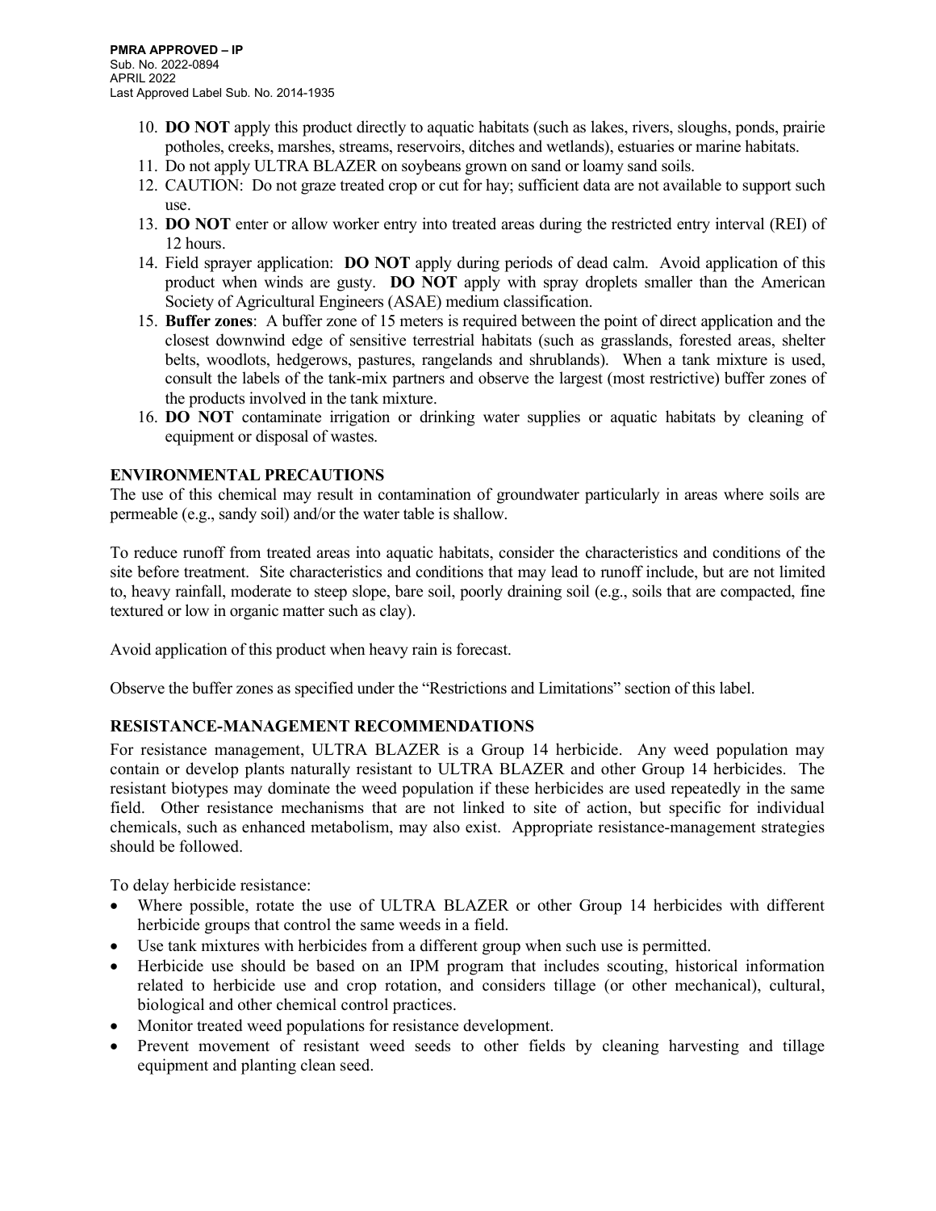10. **DO NOT** apply this product directly to aquatic habitats (such as lakes, rivers, sloughs, ponds, prairie potholes, creeks, marshes, streams, reservoirs, ditches and wetlands), estuaries or marine habitats.
11. Do not apply ULTRA BLAZER on soybeans grown on sand or loamy sand soils.
12. CAUTION: Do not graze treated crop or cut for hay; sufficient data are not available to support such use.
13. **DO NOT** enter or allow worker entry into treated areas during the restricted entry interval (REI) of 12 hours.
14. Field sprayer application: **DO NOT** apply during periods of dead calm. Avoid application of this product when winds are gusty. **DO NOT** apply with spray droplets smaller than the American Society of Agricultural Engineers (ASAE) medium classification.
15. **Buffer zones**: A buffer zone of 15 meters is required between the point of direct application and the closest downwind edge of sensitive terrestrial habitats (such as grasslands, forested areas, shelter belts, woodlots, hedgerows, pastures, rangelands and shrublands). When a tank mixture is used, consult the labels of the tank-mix partners and observe the largest (most restrictive) buffer zones of the products involved in the tank mixture.
16. **DO NOT** contaminate irrigation or drinking water supplies or aquatic habitats by cleaning of equipment or disposal of wastes.

## ENVIRONMENTAL PRECAUTIONS

The use of this chemical may result in contamination of groundwater particularly in areas where soils are permeable (e.g., sandy soil) and/or the water table is shallow.

To reduce runoff from treated areas into aquatic habitats, consider the characteristics and conditions of the site before treatment. Site characteristics and conditions that may lead to runoff include, but are not limited to, heavy rainfall, moderate to steep slope, bare soil, poorly draining soil (e.g., soils that are compacted, fine textured or low in organic matter such as clay).

Avoid application of this product when heavy rain is forecast.

Observe the buffer zones as specified under the "Restrictions and Limitations" section of this label.

## RESISTANCE-MANAGEMENT RECOMMENDATIONS

For resistance management, ULTRA BLAZER is a Group 14 herbicide. Any weed population may contain or develop plants naturally resistant to ULTRA BLAZER and other Group 14 herbicides. The resistant biotypes may dominate the weed population if these herbicides are used repeatedly in the same field. Other resistance mechanisms that are not linked to site of action, but specific for individual chemicals, such as enhanced metabolism, may also exist. Appropriate resistance-management strategies should be followed.

To delay herbicide resistance:

- Where possible, rotate the use of ULTRA BLAZER or other Group 14 herbicides with different herbicide groups that control the same weeds in a field.
- Use tank mixtures with herbicides from a different group when such use is permitted.
- Herbicide use should be based on an IPM program that includes scouting, historical information related to herbicide use and crop rotation, and considers tillage (or other mechanical), cultural, biological and other chemical control practices.
- Monitor treated weed populations for resistance development.
- Prevent movement of resistant weed seeds to other fields by cleaning harvesting and tillage equipment and planting clean seed.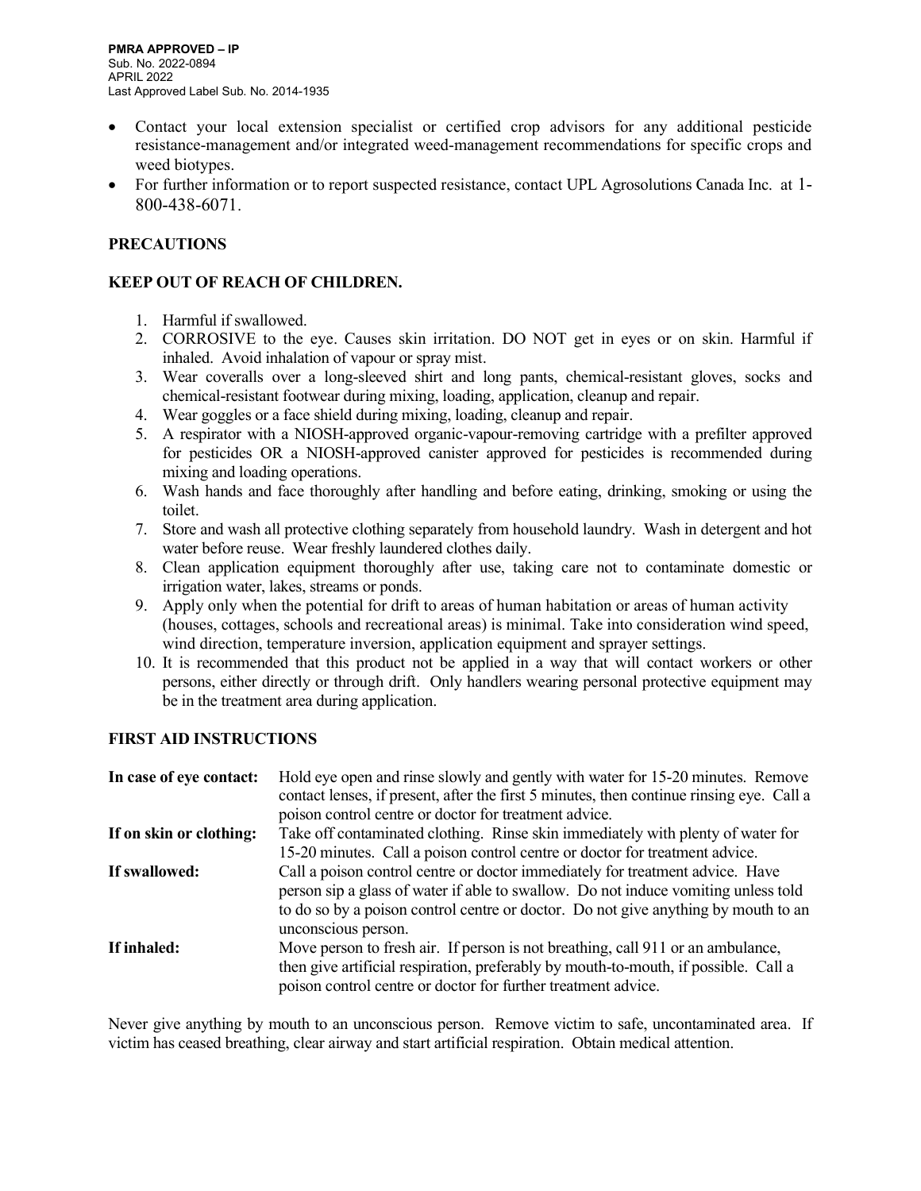- Contact your local extension specialist or certified crop advisors for any additional pesticide resistance-management and/or integrated weed-management recommendations for specific crops and weed biotypes.
- For further information or to report suspected resistance, contact UPL Agrosolutions Canada Inc. at 1-800-438-6071.

## PRECAUTIONS

## KEEP OUT OF REACH OF CHILDREN.

1. Harmful if swallowed.
2. CORROSIVE to the eye. Causes skin irritation. DO NOT get in eyes or on skin. Harmful if inhaled. Avoid inhalation of vapour or spray mist.
3. Wear coveralls over a long-sleeved shirt and long pants, chemical-resistant gloves, socks and chemical-resistant footwear during mixing, loading, application, cleanup and repair.
4. Wear goggles or a face shield during mixing, loading, cleanup and repair.
5. A respirator with a NIOSH-approved organic-vapour-removing cartridge with a prefilter approved for pesticides OR a NIOSH-approved canister approved for pesticides is recommended during mixing and loading operations.
6. Wash hands and face thoroughly after handling and before eating, drinking, smoking or using the toilet.
7. Store and wash all protective clothing separately from household laundry. Wash in detergent and hot water before reuse. Wear freshly laundered clothes daily.
8. Clean application equipment thoroughly after use, taking care not to contaminate domestic or irrigation water, lakes, streams or ponds.
9. Apply only when the potential for drift to areas of human habitation or areas of human activity (houses, cottages, schools and recreational areas) is minimal. Take into consideration wind speed, wind direction, temperature inversion, application equipment and sprayer settings.
10. It is recommended that this product not be applied in a way that will contact workers or other persons, either directly or through drift. Only handlers wearing personal protective equipment may be in the treatment area during application.

## FIRST AID INSTRUCTIONS

**In case of eye contact:** Hold eye open and rinse slowly and gently with water for 15-20 minutes. Remove contact lenses, if present, after the first 5 minutes, then continue rinsing eye. Call a poison control centre or doctor for treatment advice.

**If on skin or clothing:** Take off contaminated clothing. Rinse skin immediately with plenty of water for 15-20 minutes. Call a poison control centre or doctor for treatment advice.

**If swallowed:** Call a poison control centre or doctor immediately for treatment advice. Have person sip a glass of water if able to swallow. Do not induce vomiting unless told to do so by a poison control centre or doctor. Do not give anything by mouth to an unconscious person.

**If inhaled:** Move person to fresh air. If person is not breathing, call 911 or an ambulance, then give artificial respiration, preferably by mouth-to-mouth, if possible. Call a poison control centre or doctor for further treatment advice.

Never give anything by mouth to an unconscious person. Remove victim to safe, uncontaminated area. If victim has ceased breathing, clear airway and start artificial respiration. Obtain medical attention.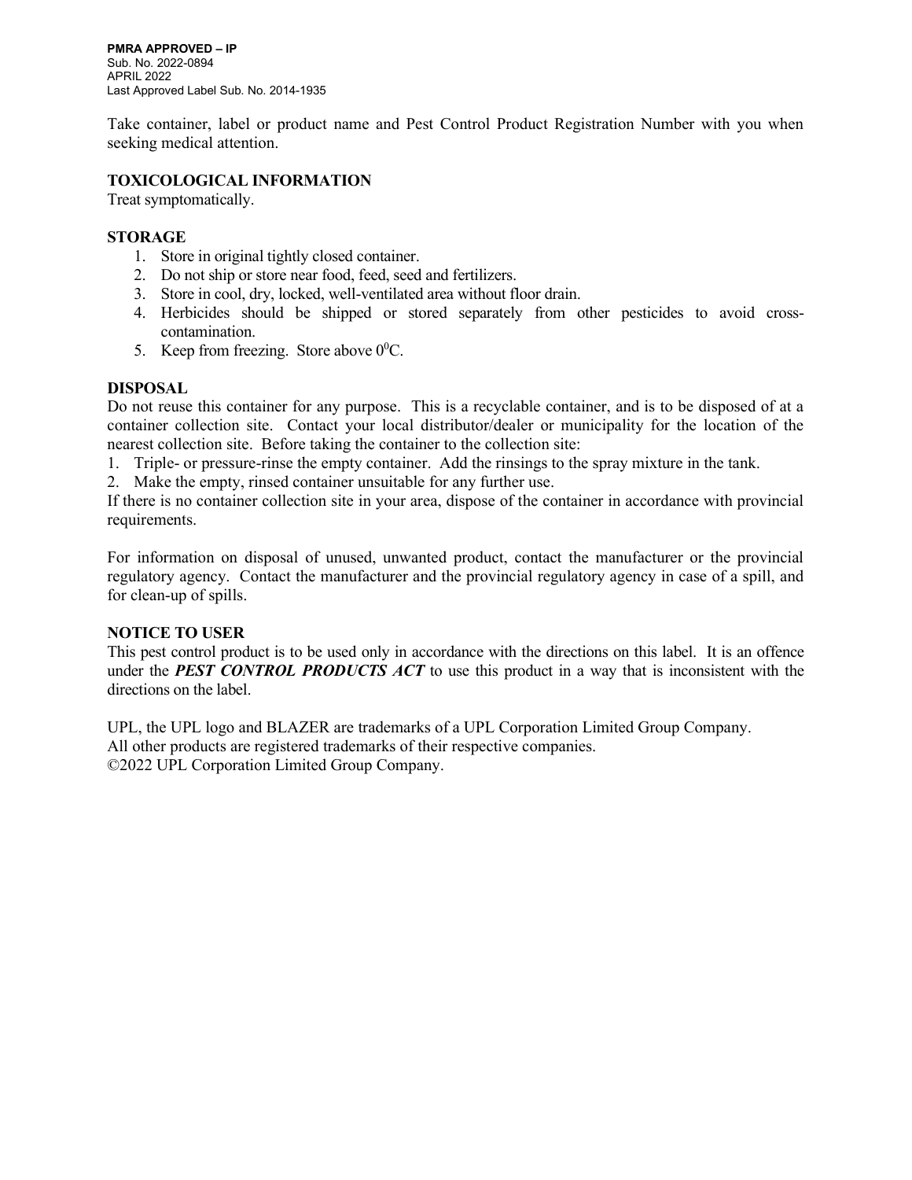Take container, label or product name and Pest Control Product Registration Number with you when seeking medical attention.

## TOXICOLOGICAL INFORMATION

Treat symptomatically.

## STORAGE

1. Store in original tightly closed container.
2. Do not ship or store near food, feed, seed and fertilizers.
3. Store in cool, dry, locked, well-ventilated area without floor drain.
4. Herbicides should be shipped or stored separately from other pesticides to avoid cross-contamination.
5. Keep from freezing. Store above $0^{0}$C.

## DISPOSAL

Do not reuse this container for any purpose. This is a recyclable container, and is to be disposed of at a container collection site. Contact your local distributor/dealer or municipality for the location of the nearest collection site. Before taking the container to the collection site:

1. Triple- or pressure-rinse the empty container. Add the rinsings to the spray mixture in the tank.
2. Make the empty, rinsed container unsuitable for any further use.

If there is no container collection site in your area, dispose of the container in accordance with provincial requirements.

For information on disposal of unused, unwanted product, contact the manufacturer or the provincial regulatory agency. Contact the manufacturer and the provincial regulatory agency in case of a spill, and for clean-up of spills.

## NOTICE TO USER

This pest control product is to be used only in accordance with the directions on this label. It is an offence under the ***PEST CONTROL PRODUCTS ACT*** to use this product in a way that is inconsistent with the directions on the label.

UPL, the UPL logo and BLAZER are trademarks of a UPL Corporation Limited Group Company.
All other products are registered trademarks of their respective companies.
©2022 UPL Corporation Limited Group Company.